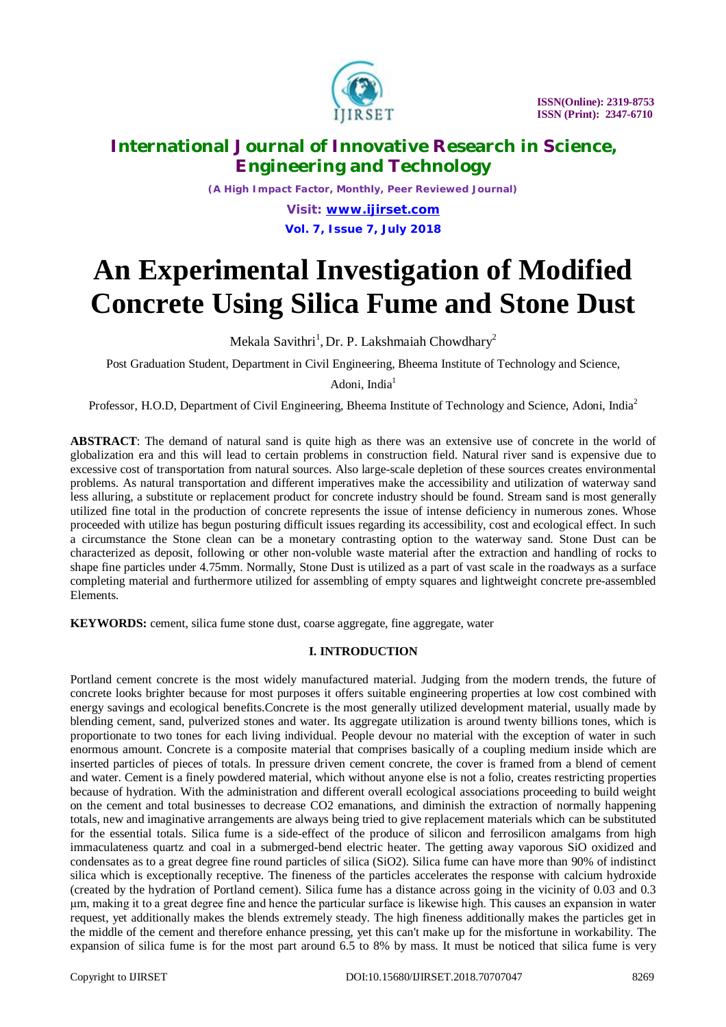# An Experimental Investigation of Modified Concrete Using Silica Fume and Stone Dust

Mekala Savithri[1], Dr. P. Lakshmaiah Chowdhary[2]

Post Graduation Student, Department in Civil Engineering, Bheema Institute of Technology and Science, Adoni, India[1]

Professor, H.O.D, Department of Civil Engineering, Bheema Institute of Technology and Science, Adoni, India[2]

**ABSTRACT**: The demand of natural sand is quite high as there was an extensive use of concrete in the world of globalization era and this will lead to certain problems in construction field. Natural river sand is expensive due to excessive cost of transportation from natural sources. Also large-scale depletion of these sources creates environmental problems. As natural transportation and different imperatives make the accessibility and utilization of waterway sand less alluring, a substitute or replacement product for concrete industry should be found. Stream sand is most generally utilized fine total in the production of concrete represents the issue of intense deficiency in numerous zones. Whose proceeded with utilize has begun posturing difficult issues regarding its accessibility, cost and ecological effect. In such a circumstance the Stone clean can be a monetary contrasting option to the waterway sand. Stone Dust can be characterized as deposit, following or other non-voluble waste material after the extraction and handling of rocks to shape fine particles under 4.75mm. Normally, Stone Dust is utilized as a part of vast scale in the roadways as a surface completing material and furthermore utilized for assembling of empty squares and lightweight concrete pre-assembled Elements.

**KEYWORDS:** cement, silica fume stone dust, coarse aggregate, fine aggregate, water

## I. INTRODUCTION

Portland cement concrete is the most widely manufactured material. Judging from the modern trends, the future of concrete looks brighter because for most purposes it offers suitable engineering properties at low cost combined with energy savings and ecological benefits.Concrete is the most generally utilized development material, usually made by blending cement, sand, pulverized stones and water. Its aggregate utilization is around twenty billions tones, which is proportionate to two tones for each living individual. People devour no material with the exception of water in such enormous amount. Concrete is a composite material that comprises basically of a coupling medium inside which are inserted particles of pieces of totals. In pressure driven cement concrete, the cover is framed from a blend of cement and water. Cement is a finely powdered material, which without anyone else is not a folio, creates restricting properties because of hydration. With the administration and different overall ecological associations proceeding to build weight on the cement and total businesses to decrease CO2 emanations, and diminish the extraction of normally happening totals, new and imaginative arrangements are always being tried to give replacement materials which can be substituted for the essential totals. Silica fume is a side-effect of the produce of silicon and ferrosilicon amalgams from high immaculateness quartz and coal in a submerged-bend electric heater. The getting away vaporous SiO oxidized and condensates as to a great degree fine round particles of silica ($SiO_2$). Silica fume can have more than 90% of indistinct silica which is exceptionally receptive. The fineness of the particles accelerates the response with calcium hydroxide (created by the hydration of Portland cement). Silica fume has a distance across going in the vicinity of 0.03 and 0.3 µm, making it to a great degree fine and hence the particular surface is likewise high. This causes an expansion in water request, yet additionally makes the blends extremely steady. The high fineness additionally makes the particles get in the middle of the cement and therefore enhance pressing, yet this can't make up for the misfortune in workability. The expansion of silica fume is for the most part around 6.5 to 8% by mass. It must be noticed that silica fume is very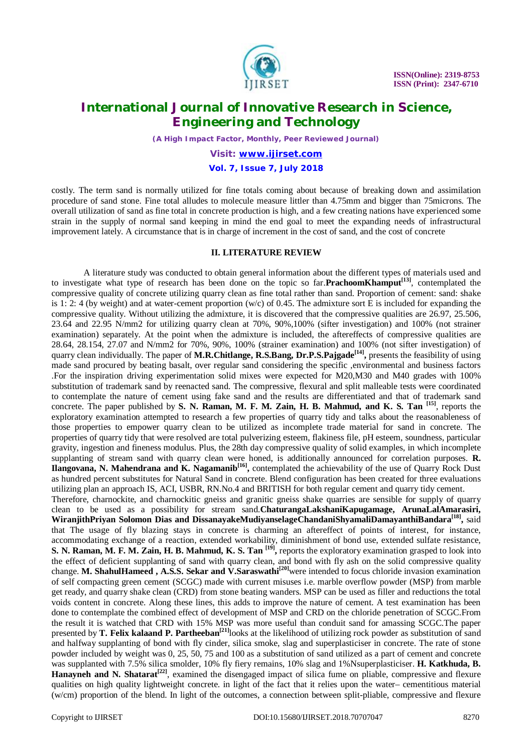costly. The term sand is normally utilized for fine totals coming about because of breaking down and assimilation procedure of sand stone. Fine total alludes to molecule measure littler than 4.75mm and bigger than 75microns. The overall utilization of sand as fine total in concrete production is high, and a few creating nations have experienced some strain in the supply of normal sand keeping in mind the end goal to meet the expanding needs of infrastructural improvement lately. A circumstance that is in charge of increment in the cost of sand, and the cost of concrete

## II. LITERATURE REVIEW

A literature study was conducted to obtain general information about the different types of materials used and to investigate what type of research has been done on the topic so far.**PrachoomKhamput[13]**, contemplated the compressive quality of concrete utilizing quarry clean as fine total rather than sand. Proportion of cement: sand: shake is 1: 2: 4 (by weight) and at water-cement proportion (w/c) of 0.45. The admixture sort E is included for expanding the compressive quality. Without utilizing the admixture, it is discovered that the compressive qualities are 26.97, 25.506, 23.64 and 22.95 N/mm2 for utilizing quarry clean at 70%, 90%,100% (sifter investigation) and 100% (not strainer examination) separately. At the point when the admixture is included, the aftereffects of compressive qualities are 28.64, 28.154, 27.07 and N/mm2 for 70%, 90%, 100% (strainer examination) and 100% (not sifter investigation) of quarry clean individually. The paper of **M.R.Chitlange, R.S.Bang, Dr.P.S.Pajgade[14]**, presents the feasibility of using made sand procured by beating basalt, over regular sand considering the specific ,environmental and business factors .For the inspiration driving experimentation solid mixes were expected for M20,M30 and M40 grades with 100% substitution of trademark sand by reenacted sand. The compressive, flexural and split malleable tests were coordinated to contemplate the nature of cement using fake sand and the results are differentiated and that of trademark sand concrete. The paper published by **S. N. Raman, M. F. M. Zain, H. B. Mahmud, and K. S. Tan [15]**, reports the exploratory examination attempted to research a few properties of quarry tidy and talks about the reasonableness of those properties to empower quarry clean to be utilized as incomplete trade material for sand in concrete. The properties of quarry tidy that were resolved are total pulverizing esteem, flakiness file, pH esteem, soundness, particular gravity, ingestion and fineness modulus. Plus, the 28th day compressive quality of solid examples, in which incomplete supplanting of stream sand with quarry clean were honed, is additionally announced for correlation purposes. **R. Ilangovana, N. Mahendrana and K. Nagamanib[16]**, contemplated the achievability of the use of Quarry Rock Dust as hundred percent substitutes for Natural Sand in concrete. Blend configuration has been created for three evaluations utilizing plan an approach IS, ACI, USBR, RN.No.4 and BRITISH for both regular cement and quarry tidy cement.

Therefore, charnockite, and charnockitic gneiss and granitic gneiss shake quarries are sensible for supply of quarry clean to be used as a possibility for stream sand.**ChaturangaLakshaniKapugamage, ArunaLalAmarasiri, WiranjithPriyan Solomon Dias and DissanayakeMudiyanselageChandaniShyamaliDamayanthiBandara[18]**, said that The usage of fly blazing stays in concrete is charming an aftereffect of points of interest, for instance, accommodating exchange of a reaction, extended workability, diminishment of bond use, extended sulfate resistance, **S. N. Raman, M. F. M. Zain, H. B. Mahmud, K. S. Tan [19]**, reports the exploratory examination grasped to look into the effect of deficient supplanting of sand with quarry clean, and bond with fly ash on the solid compressive quality change. **M. ShahulHameed , A.S.S. Sekar and V.Saraswathi[20]**were intended to focus chloride invasion examination of self compacting green cement (SCGC) made with current misuses i.e. marble overflow powder (MSP) from marble get ready, and quarry shake clean (CRD) from stone beating wanders. MSP can be used as filler and reductions the total voids content in concrete. Along these lines, this adds to improve the nature of cement. A test examination has been done to contemplate the combined effect of development of MSP and CRD on the chloride penetration of SCGC.From the result it is watched that CRD with 15% MSP was more useful than conduit sand for amassing SCGC.The paper presented by **T. Felix kalaand P. Partheeban[21]**looks at the likelihood of utilizing rock powder as substitution of sand and halfway supplanting of bond with fly cinder, silica smoke, slag and superplasticiser in concrete. The rate of stone powder included by weight was 0, 25, 50, 75 and 100 as a substitution of sand utilized as a part of cement and concrete was supplanted with 7.5% silica smolder, 10% fly fiery remains, 10% slag and 1%Nsuperplasticiser. **H. Katkhuda, B. Hanayneh and N. Shatarat[22]**, examined the disengaged impact of silica fume on pliable, compressive and flexure qualities on high quality lightweight concrete. in light of the fact that it relies upon the water– cementitious material (w/cm) proportion of the blend. In light of the outcomes, a connection between split-pliable, compressive and flexure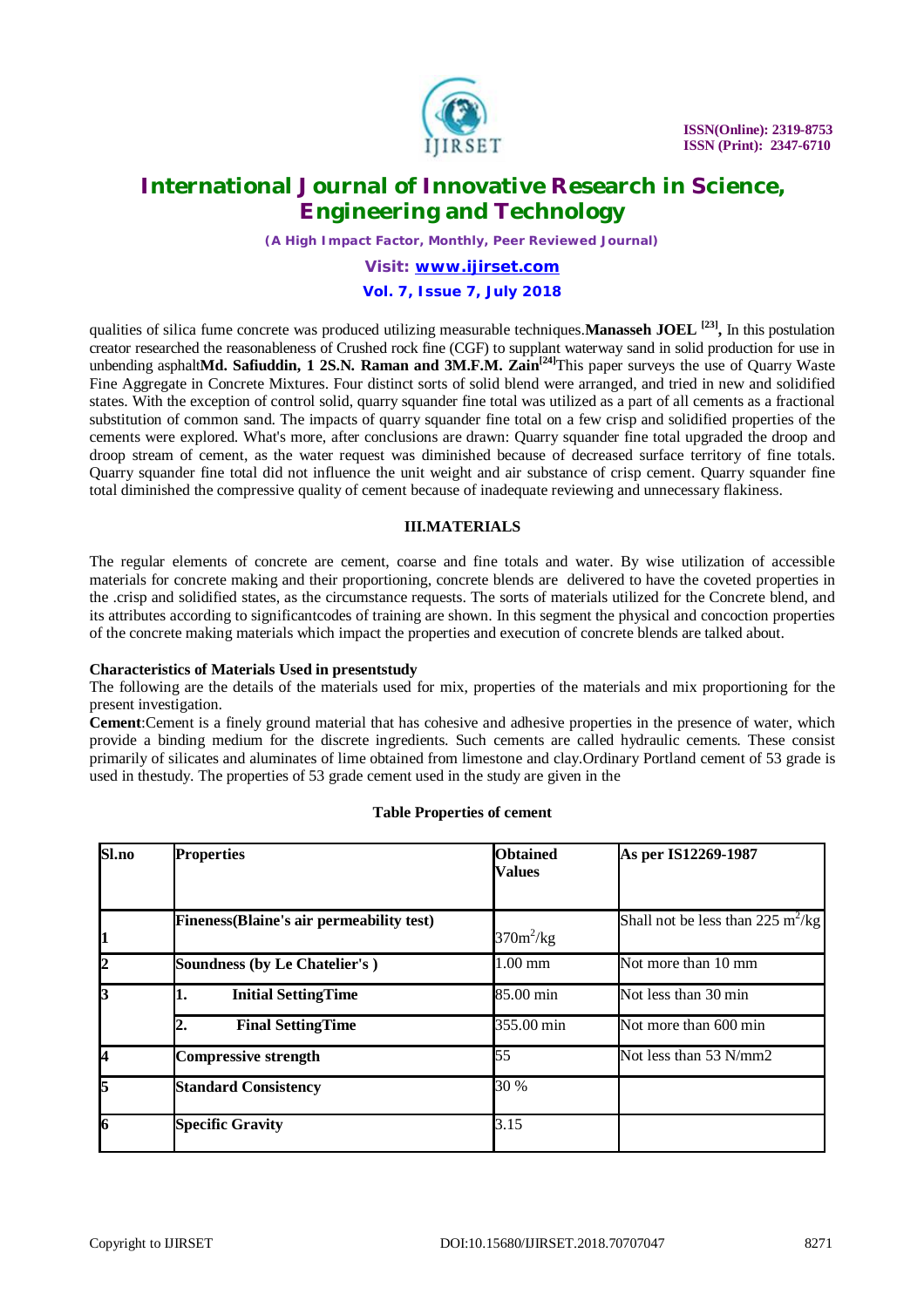qualities of silica fume concrete was produced utilizing measurable techniques.**Manasseh JOEL** [23]**,** In this postulation creator researched the reasonableness of Crushed rock fine (CGF) to supplant waterway sand in solid production for use in unbending asphalt**Md. Safiuddin, 1 2S.N. Raman and 3M.F.M. Zain**[24]This paper surveys the use of Quarry Waste Fine Aggregate in Concrete Mixtures. Four distinct sorts of solid blend were arranged, and tried in new and solidified states. With the exception of control solid, quarry squander fine total was utilized as a part of all cements as a fractional substitution of common sand. The impacts of quarry squander fine total on a few crisp and solidified properties of the cements were explored. What's more, after conclusions are drawn: Quarry squander fine total upgraded the droop and droop stream of cement, as the water request was diminished because of decreased surface territory of fine totals. Quarry squander fine total did not influence the unit weight and air substance of crisp cement. Quarry squander fine total diminished the compressive quality of cement because of inadequate reviewing and unnecessary flakiness.

## III.MATERIALS

The regular elements of concrete are cement, coarse and fine totals and water. By wise utilization of accessible materials for concrete making and their proportioning, concrete blends are delivered to have the coveted properties in the .crisp and solidified states, as the circumstance requests. The sorts of materials utilized for the Concrete blend, and its attributes according to significantcodes of training are shown. In this segment the physical and concoction properties of the concrete making materials which impact the properties and execution of concrete blends are talked about.

**Characteristics of Materials Used in presentstudy**

The following are the details of the materials used for mix, properties of the materials and mix proportioning for the present investigation.

**Cement**:Cement is a finely ground material that has cohesive and adhesive properties in the presence of water, which provide a binding medium for the discrete ingredients. Such cements are called hydraulic cements. These consist primarily of silicates and aluminates of lime obtained from limestone and clay.Ordinary Portland cement of 53 grade is used in thestudy. The properties of 53 grade cement used in the study are given in the

**Table Properties of cement**

| Sl.no | Properties | Obtained Values | As per IS12269-1987 |
|---|---|---|---|
| 1 | Fineness(Blaine's air permeability test) | $370m^2/kg$ | Shall not be less than 225 $m^2/kg$ |
| 2 | Soundness (by Le Chatelier's ) | 1.00 mm | Not more than 10 mm |
| 3 | 1. Initial SettingTime | 85.00 min | Not less than 30 min |
| | 2. Final SettingTime | 355.00 min | Not more than 600 min |
| 4 | Compressive strength | 55 | Not less than 53 N/mm2 |
| 5 | Standard Consistency | 30 % | |
| 6 | Specific Gravity | 3.15 | |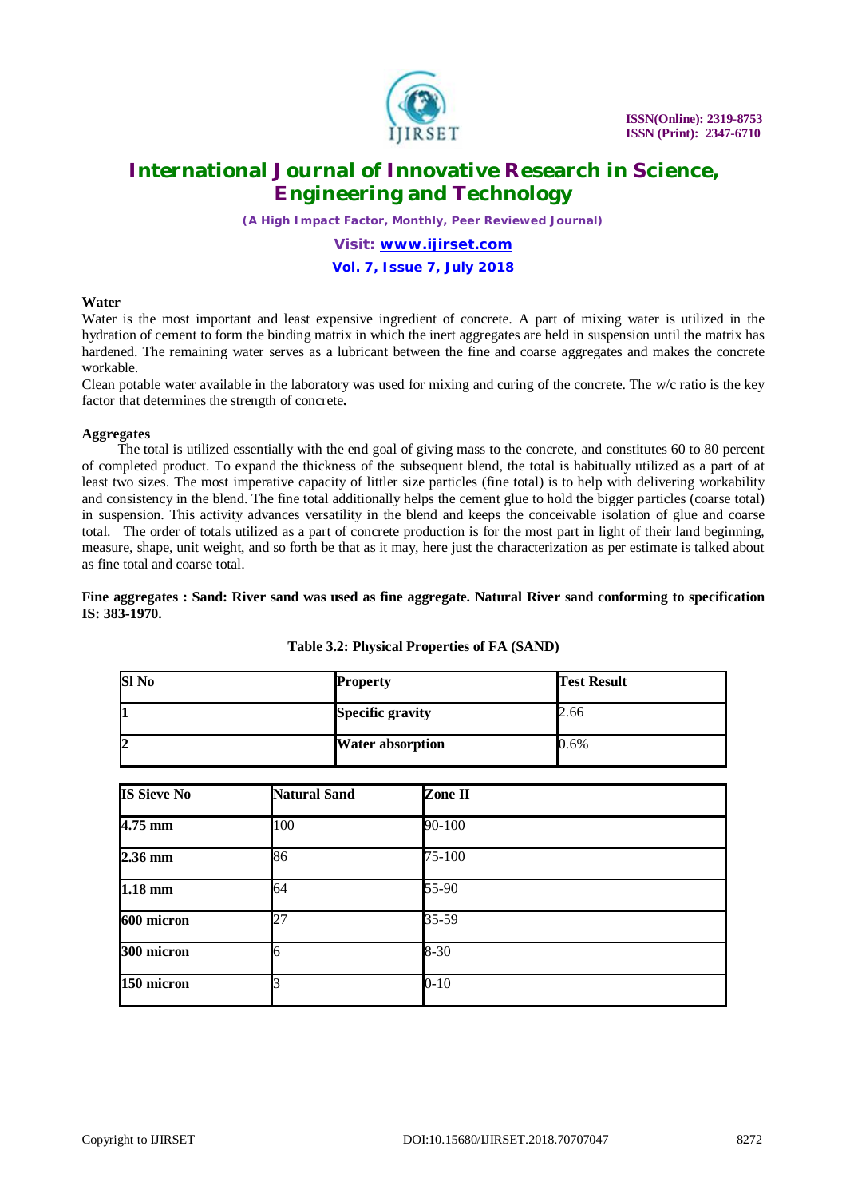**Water**

Water is the most important and least expensive ingredient of concrete. A part of mixing water is utilized in the hydration of cement to form the binding matrix in which the inert aggregates are held in suspension until the matrix has hardened. The remaining water serves as a lubricant between the fine and coarse aggregates and makes the concrete workable.

Clean potable water available in the laboratory was used for mixing and curing of the concrete. The w/c ratio is the key factor that determines the strength of concrete**.**

**Aggregates**

The total is utilized essentially with the end goal of giving mass to the concrete, and constitutes 60 to 80 percent of completed product. To expand the thickness of the subsequent blend, the total is habitually utilized as a part of at least two sizes. The most imperative capacity of littler size particles (fine total) is to help with delivering workability and consistency in the blend. The fine total additionally helps the cement glue to hold the bigger particles (coarse total) in suspension. This activity advances versatility in the blend and keeps the conceivable isolation of glue and coarse total. The order of totals utilized as a part of concrete production is for the most part in light of their land beginning, measure, shape, unit weight, and so forth be that as it may, here just the characterization as per estimate is talked about as fine total and coarse total.

**Fine aggregates : Sand: River sand was used as fine aggregate. Natural River sand conforming to specification IS: 383-1970.**

**Table 3.2: Physical Properties of FA (SAND)**

| Sl No | Property | Test Result |
|---|---|---|
| 1 | Specific gravity | 2.66 |
| 2 | Water absorption | 0.6% |

| IS Sieve No | Natural Sand | Zone II |
|---|---|---|
| 4.75 mm | 100 | 90-100 |
| 2.36 mm | 86 | 75-100 |
| 1.18 mm | 64 | 55-90 |
| 600 micron | 27 | 35-59 |
| 300 micron | 6 | 8-30 |
| 150 micron | 3 | 0-10 |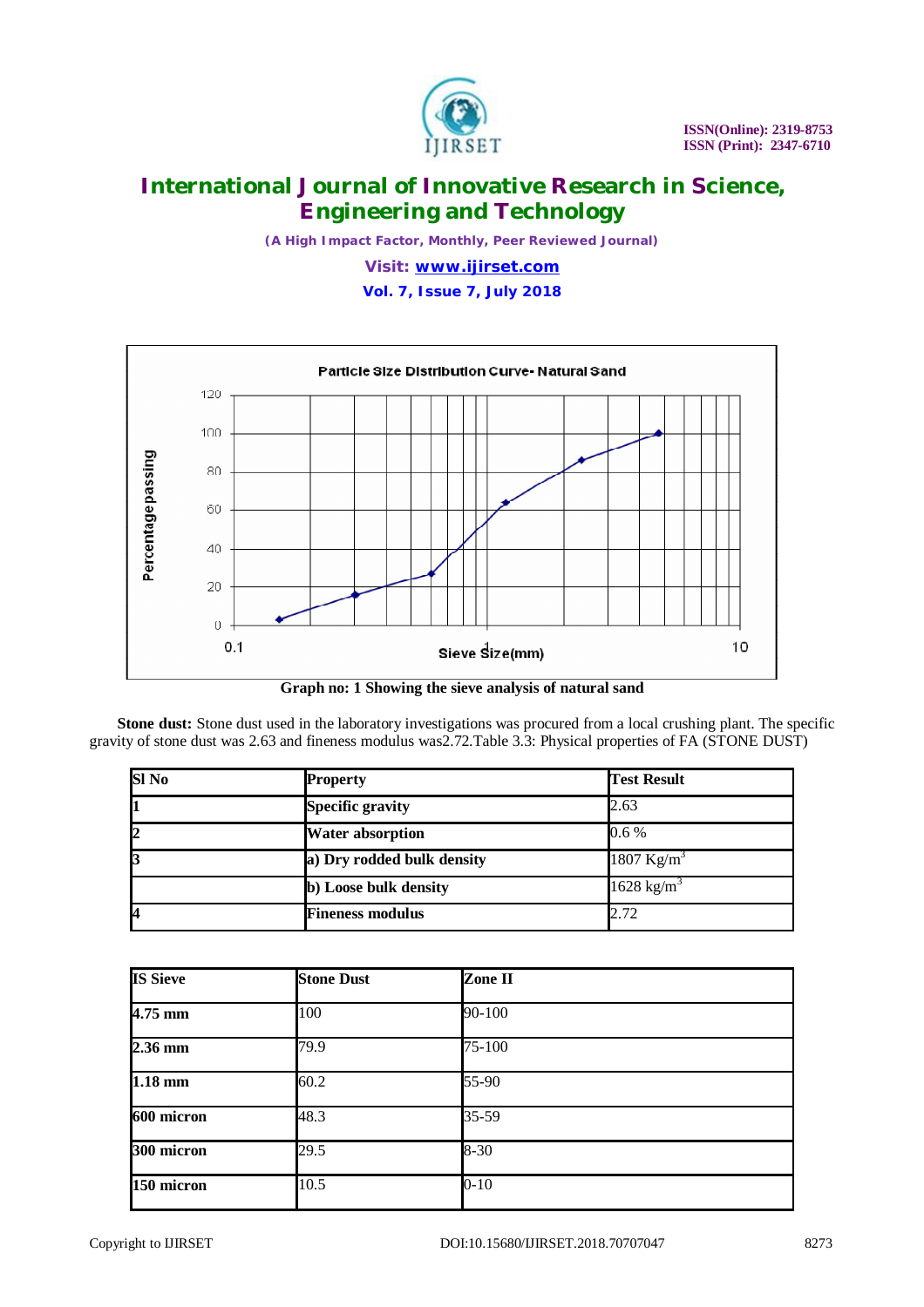Graph no: 1 Showing the sieve analysis of natural sand

**Stone dust:** Stone dust used in the laboratory investigations was procured from a local crushing plant. The specific gravity of stone dust was 2.63 and fineness modulus was2.72.Table 3.3: Physical properties of FA (STONE DUST)

| Sl No | Property | Test Result |
|---|---|---|
| 1 | Specific gravity | 2.63 |
| 2 | Water absorption | 0.6 % |
| 3 | a) Dry rodded bulk density | 1807 $Kg/m^3$ |
| | b) Loose bulk density | 1628 $kg/m^3$ |
| 4 | Fineness modulus | 2.72 |

| IS Sieve | Stone Dust | Zone II |
|---|---|---|
| 4.75 mm | 100 | 90-100 |
| 2.36 mm | 79.9 | 75-100 |
| 1.18 mm | 60.2 | 55-90 |
| 600 micron | 48.3 | 35-59 |
| 300 micron | 29.5 | 8-30 |
| 150 micron | 10.5 | 0-10 |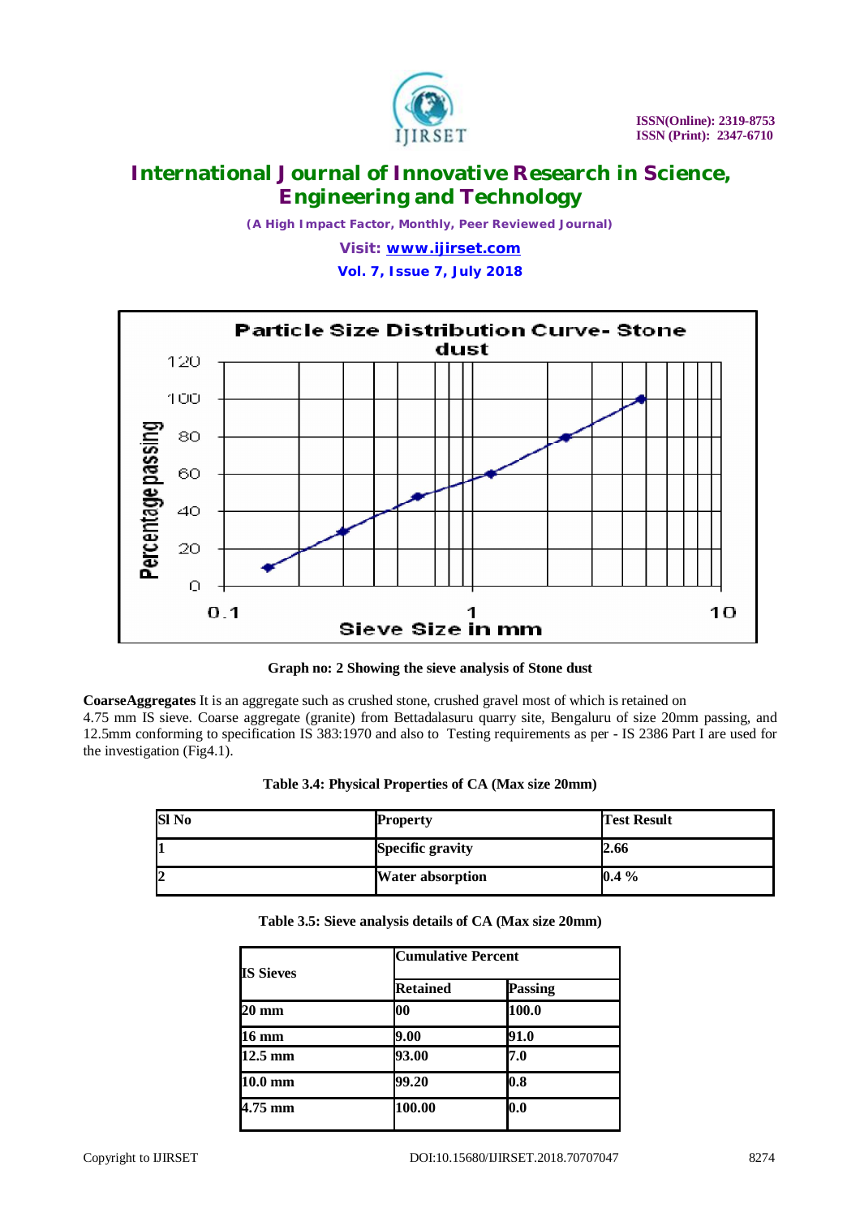**Graph no: 2 Showing the sieve analysis of Stone dust**

**CoarseAggregates** It is an aggregate such as crushed stone, crushed gravel most of which is retained on 4.75 mm IS sieve. Coarse aggregate (granite) from Bettadalasuru quarry site, Bengaluru of size 20mm passing, and 12.5mm conforming to specification IS 383:1970 and also to Testing requirements as per - IS 2386 Part I are used for the investigation (Fig4.1).

**Table 3.4: Physical Properties of CA (Max size 20mm)**

| Sl No | Property | Test Result |
|---|---|---|
| 1 | Specific gravity | 2.66 |
| 2 | Water absorption | 0.4 % |

**Table 3.5: Sieve analysis details of CA (Max size 20mm)**

| IS Sieves | Cumulative Percent | |
|---|---|---|
| | Retained | Passing |
| 20 mm | 00 | 100.0 |
| 16 mm | 9.00 | 91.0 |
| 12.5 mm | 93.00 | 7.0 |
| 10.0 mm | 99.20 | 0.8 |
| 4.75 mm | 100.00 | 0.0 |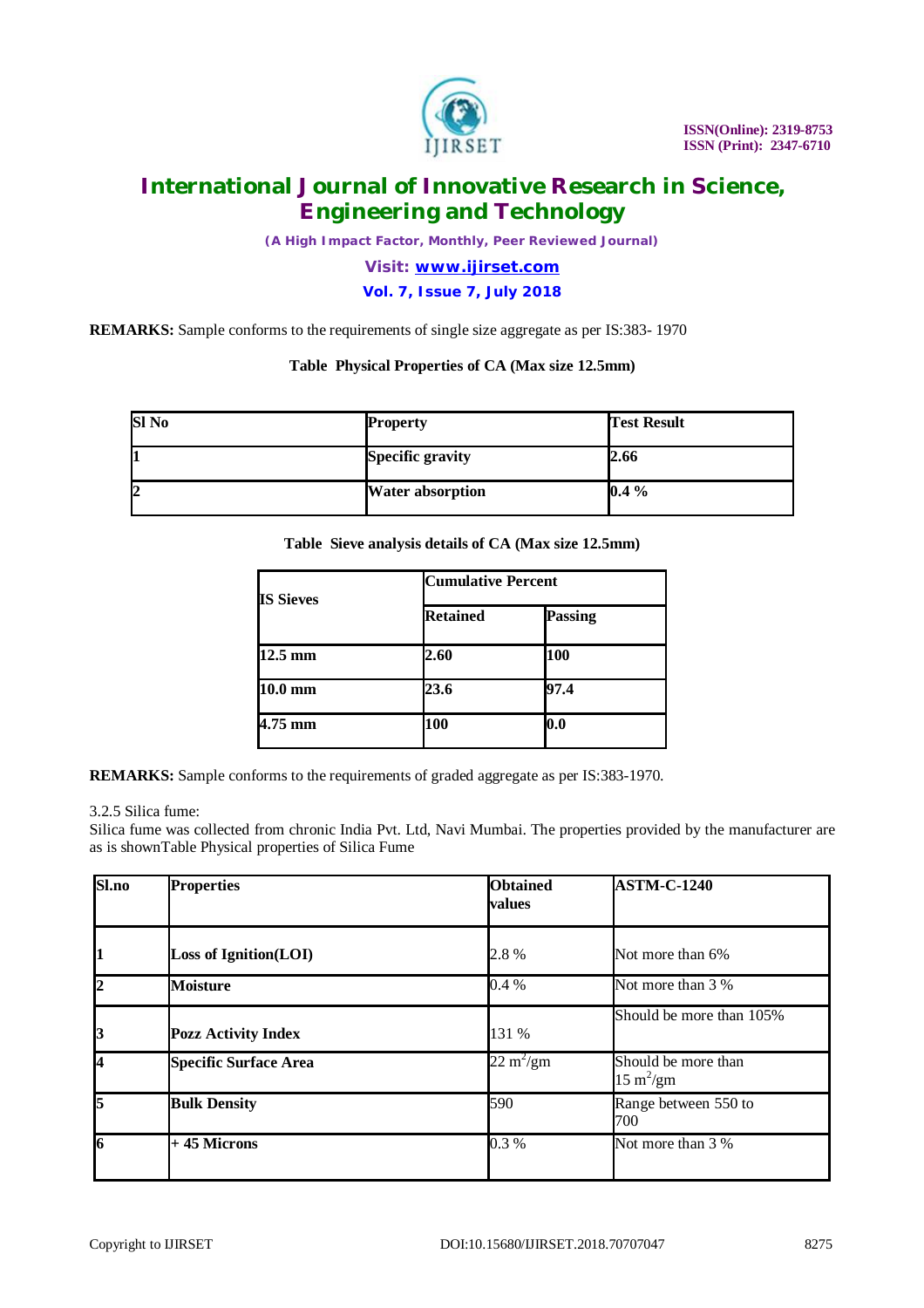**REMARKS:** Sample conforms to the requirements of single size aggregate as per IS:383- 1970

**Table Physical Properties of CA (Max size 12.5mm)**

| Sl No | Property | Test Result |
|---|---|---|
| 1 | Specific gravity | 2.66 |
| 2 | Water absorption | 0.4 % |

**Table Sieve analysis details of CA (Max size 12.5mm)**

| IS Sieves | Cumulative Percent | |
|---|---|---|
| | Retained | Passing |
| 12.5 mm | 2.60 | 100 |
| 10.0 mm | 23.6 | 97.4 |
| 4.75 mm | 100 | 0.0 |

**REMARKS:** Sample conforms to the requirements of graded aggregate as per IS:383-1970.

3.2.5 Silica fume:

Silica fume was collected from chronic India Pvt. Ltd, Navi Mumbai. The properties provided by the manufacturer are as is shownTable Physical properties of Silica Fume

| Sl.no | Properties | Obtained values | ASTM-C-1240 |
|---|---|---|---|
| 1 | Loss of Ignition(LOI) | 2.8 % | Not more than 6% |
| 2 | Moisture | 0.4 % | Not more than 3 % |
| 3 | Pozz Activity Index | 131 % | Should be more than 105% |
| 4 | Specific Surface Area | 22 $m^2$/gm | Should be more than 15 $m^2$/gm |
| 5 | Bulk Density | 590 | Range between 550 to 700 |
| 6 | + 45 Microns | 0.3 % | Not more than 3 % |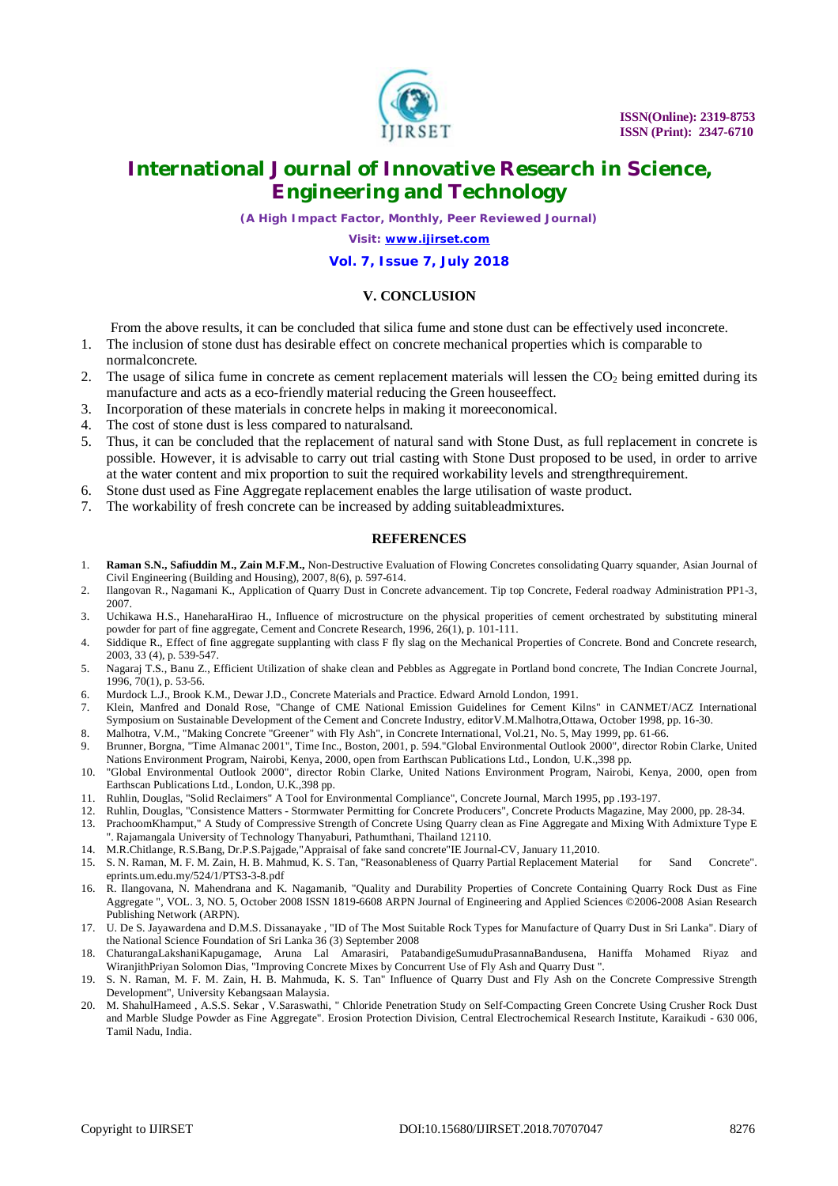## V. CONCLUSION

From the above results, it can be concluded that silica fume and stone dust can be effectively used inconcrete.

1. The inclusion of stone dust has desirable effect on concrete mechanical properties which is comparable to normalconcrete.
2. The usage of silica fume in concrete as cement replacement materials will lessen the $CO_2$ being emitted during its manufacture and acts as a eco-friendly material reducing the Green houseeffect.
3. Incorporation of these materials in concrete helps in making it moreeconomical.
4. The cost of stone dust is less compared to naturalsand.
5. Thus, it can be concluded that the replacement of natural sand with Stone Dust, as full replacement in concrete is possible. However, it is advisable to carry out trial casting with Stone Dust proposed to be used, in order to arrive at the water content and mix proportion to suit the required workability levels and strengthrequirement.
6. Stone dust used as Fine Aggregate replacement enables the large utilisation of waste product.
7. The workability of fresh concrete can be increased by adding suitableadmixtures.

## REFERENCES

1. **Raman S.N., Safiuddin M., Zain M.F.M.,** Non-Destructive Evaluation of Flowing Concretes consolidating Quarry squander, Asian Journal of Civil Engineering (Building and Housing), 2007, 8(6), p. 597-614.
2. Ilangovan R., Nagamani K., Application of Quarry Dust in Concrete advancement. Tip top Concrete, Federal roadway Administration PP1-3, 2007.
3. Uchikawa H.S., HaneharaHirao H., Influence of microstructure on the physical properities of cement orchestrated by substituting mineral powder for part of fine aggregate, Cement and Concrete Research, 1996, 26(1), p. 101-111.
4. Siddique R., Effect of fine aggregate supplanting with class F fly slag on the Mechanical Properties of Concrete. Bond and Concrete research, 2003, 33 (4), p. 539-547.
5. Nagaraj T.S., Banu Z., Efficient Utilization of shake clean and Pebbles as Aggregate in Portland bond concrete, The Indian Concrete Journal, 1996, 70(1), p. 53-56.
6. Murdock L.J., Brook K.M., Dewar J.D., Concrete Materials and Practice. Edward Arnold London, 1991.
7. Klein, Manfred and Donald Rose, "Change of CME National Emission Guidelines for Cement Kilns" in CANMET/ACZ International Symposium on Sustainable Development of the Cement and Concrete Industry, editorV.M.Malhotra,Ottawa, October 1998, pp. 16-30.
8. Malhotra, V.M., "Making Concrete "Greener" with Fly Ash", in Concrete International, Vol.21, No. 5, May 1999, pp. 61-66.
9. Brunner, Borgna, "Time Almanac 2001", Time Inc., Boston, 2001, p. 594."Global Environmental Outlook 2000", director Robin Clarke, United Nations Environment Program, Nairobi, Kenya, 2000, open from Earthscan Publications Ltd., London, U.K.,398 pp.
10. "Global Environmental Outlook 2000", director Robin Clarke, United Nations Environment Program, Nairobi, Kenya, 2000, open from Earthscan Publications Ltd., London, U.K.,398 pp.
11. Ruhlin, Douglas, "Solid Reclaimers" A Tool for Environmental Compliance", Concrete Journal, March 1995, pp .193-197.
12. Ruhlin, Douglas, "Consistence Matters - Stormwater Permitting for Concrete Producers", Concrete Products Magazine, May 2000, pp. 28-34.
13. PrachoomKhamput," A Study of Compressive Strength of Concrete Using Quarry clean as Fine Aggregate and Mixing With Admixture Type E ". Rajamangala University of Technology Thanyaburi, Pathumthani, Thailand 12110.
14. M.R.Chitlange, R.S.Bang, Dr.P.S.Pajgade,"Appraisal of fake sand concrete"IE Journal-CV, January 11,2010.
15. S. N. Raman, M. F. M. Zain, H. B. Mahmud, K. S. Tan, "Reasonableness of Quarry Partial Replacement Material for Sand Concrete". eprints.um.edu.my/524/1/PTS3-3-8.pdf
16. R. Ilangovana, N. Mahendrana and K. Nagamanib, "Quality and Durability Properties of Concrete Containing Quarry Rock Dust as Fine Aggregate ", VOL. 3, NO. 5, October 2008 ISSN 1819-6608 ARPN Journal of Engineering and Applied Sciences ©2006-2008 Asian Research Publishing Network (ARPN).
17. U. De S. Jayawardena and D.M.S. Dissanayake , "ID of The Most Suitable Rock Types for Manufacture of Quarry Dust in Sri Lanka". Diary of the National Science Foundation of Sri Lanka 36 (3) September 2008
18. ChaturangaLakshaniKapugamage, Aruna Lal Amarasiri, PatabandigeSumuduPrasannaBandusena, Haniffa Mohamed Riyaz and WiranjithPriyan Solomon Dias, "Improving Concrete Mixes by Concurrent Use of Fly Ash and Quarry Dust ".
19. S. N. Raman, M. F. M. Zain, H. B. Mahmuda, K. S. Tan" Influence of Quarry Dust and Fly Ash on the Concrete Compressive Strength Development", University Kebangsaan Malaysia.
20. M. ShahulHameed , A.S.S. Sekar , V.Saraswathi, " Chloride Penetration Study on Self-Compacting Green Concrete Using Crusher Rock Dust and Marble Sludge Powder as Fine Aggregate". Erosion Protection Division, Central Electrochemical Research Institute, Karaikudi - 630 006, Tamil Nadu, India.